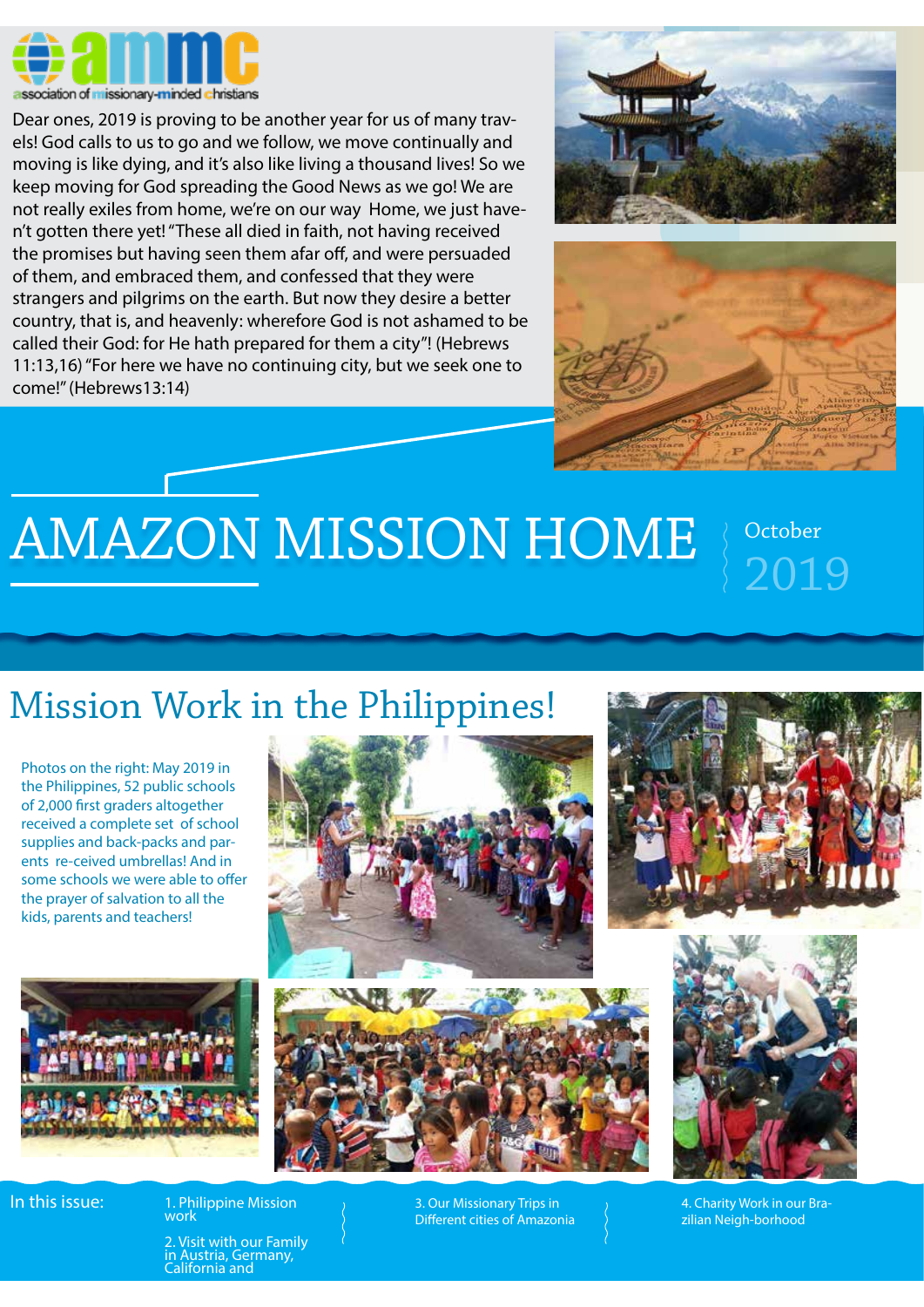ammc
association of missionary-minded christians

Dear ones, 2019 is proving to be another year for us of many travels! God calls to us to go and we follow, we move continually and moving is like dying, and it's also like living a thousand lives! So we keep moving for God spreading the Good News as we go! We are not really exiles from home, we're on our way Home, we just haven't gotten there yet! "These all died in faith, not having received the promises but having seen them afar off, and were persuaded of them, and embraced them, and confessed that they were strangers and pilgrims on the earth. But now they desire a better country, that is, and heavenly: wherefore God is not ashamed to be called their God: for He hath prepared for them a city"! (Hebrews 11:13,16) "For here we have no continuing city, but we seek one to come!" (Hebrews13:14)

# AMAZON MISSION HOME

October 2019

## Mission Work in the Philippines!

Photos on the right: May 2019 in the Philippines, 52 public schools of 2,000 first graders altogether received a complete set of school supplies and back-packs and parents re-ceived umbrellas! And in some schools we were able to offer the prayer of salvation to all the kids, parents and teachers!

In this issue:

1. Philippine Mission work
2. Visit with our Family in Austria, Germany, California and
3. Our Missionary Trips in Different cities of Amazonia
4. Charity Work in our Brazilian Neigh-borhood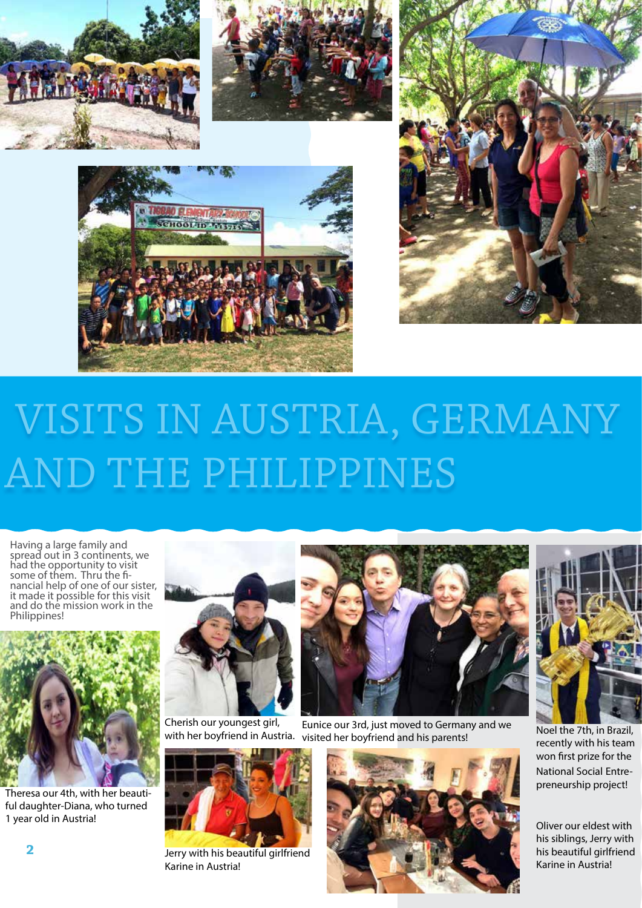# VISITS IN AUSTRIA, GERMANY AND THE PHILIPPINES

Having a large family and spread out in 3 continents, we had the opportunity to visit some of them. Thru the financial help of one of our sister, it made it possible for this visit and do the mission work in the Philippines!

Theresa our 4th, with her beautiful daughter-Diana, who turned 1 year old in Austria!

Cherish our youngest girl, with her boyfriend in Austria.

Eunice our 3rd, just moved to Germany and we visited her boyfriend and his parents!

Noel the 7th, in Brazil, recently with his team won first prize for the National Social Entrepreneurship project!

Jerry with his beautiful girlfriend Karine in Austria!

Oliver our eldest with his siblings, Jerry with his beautiful girlfriend Karine in Austria!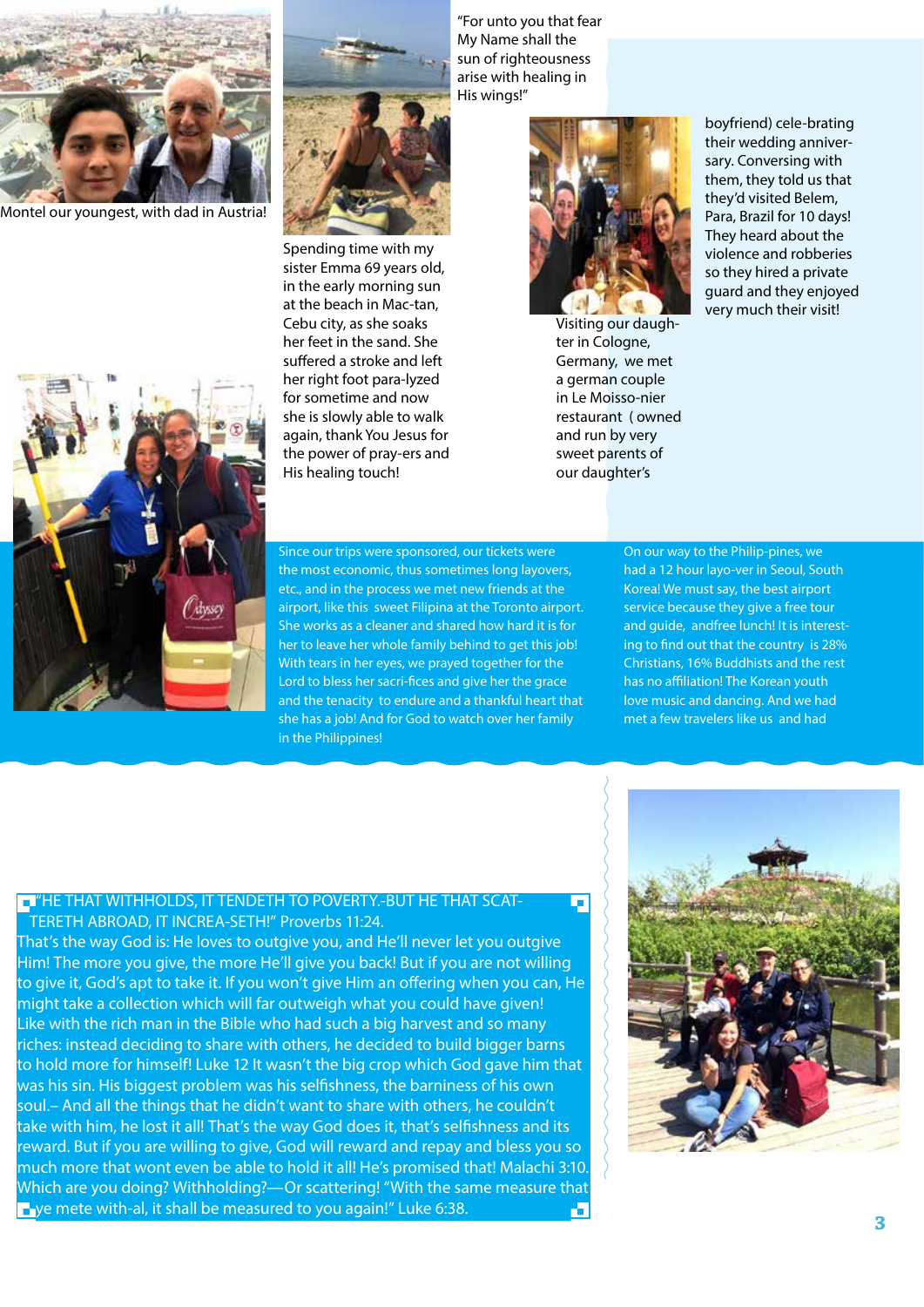Montel our youngest, with dad in Austria!

Spending time with my sister Emma 69 years old, in the early morning sun at the beach in Mac-tan, Cebu city, as she soaks her feet in the sand. She suffered a stroke and left her right foot para-lyzed for sometime and now she is slowly able to walk again, thank You Jesus for the power of pray-ers and His healing touch!

"For unto you that fear My Name shall the sun of righteousness arise with healing in His wings!"

Visiting our daugh-ter in Cologne, Germany, we met a german couple in Le Moisso-nier restaurant ( owned and run by very sweet parents of our daughter's boyfriend) cele-brating their wedding anniver-sary. Conversing with them, they told us that they'd visited Belem, Para, Brazil for 10 days! They heard about the violence and robberies so they hired a private guard and they enjoyed very much their visit!

Since our trips were sponsored, our tickets were the most economic, thus sometimes long layovers, etc., and in the process we met new friends at the airport, like this sweet Filipina at the Toronto airport. She works as a cleaner and shared how hard it is for her to leave her whole family behind to get this job! With tears in her eyes, we prayed together for the Lord to bless her sacri-fices and give her the grace and the tenacity to endure and a thankful heart that she has a job! And for God to watch over her family in the Philippines!

On our way to the Philip-pines, we had a 12 hour layo-ver in Seoul, South Korea! We must say, the best airport service because they give a free tour and guide, andfree lunch! It is interest-ing to find out that the country is 28% Christians, 16% Buddhists and the rest has no affiliation! The Korean youth love music and dancing. And we had met a few travelers like us and had

"HE THAT WITHHOLDS, IT TENDETH TO POVERTY.-BUT HE THAT SCAT-TERETH ABROAD, IT INCREA-SETH!" Proverbs 11:24.

That's the way God is: He loves to outgive you, and He'll never let you outgive Him! The more you give, the more He'll give you back! But if you are not willing to give it, God's apt to take it. If you won't give Him an offering when you can, He might take a collection which will far outweigh what you could have given! Like with the rich man in the Bible who had such a big harvest and so many riches: instead deciding to share with others, he decided to build bigger barns to hold more for himself! Luke 12 It wasn't the big crop which God gave him that was his sin. His biggest problem was his selfishness, the barniness of his own soul.– And all the things that he didn't want to share with others, he couldn't take with him, he lost it all! That's the way God does it, that's selfishness and its reward. But if you are willing to give, God will reward and repay and bless you so much more that wont even be able to hold it all! He's promised that! Malachi 3:10. Which are you doing? Withholding?—Or scattering! "With the same measure that ye mete with-al, it shall be measured to you again!" Luke 6:38.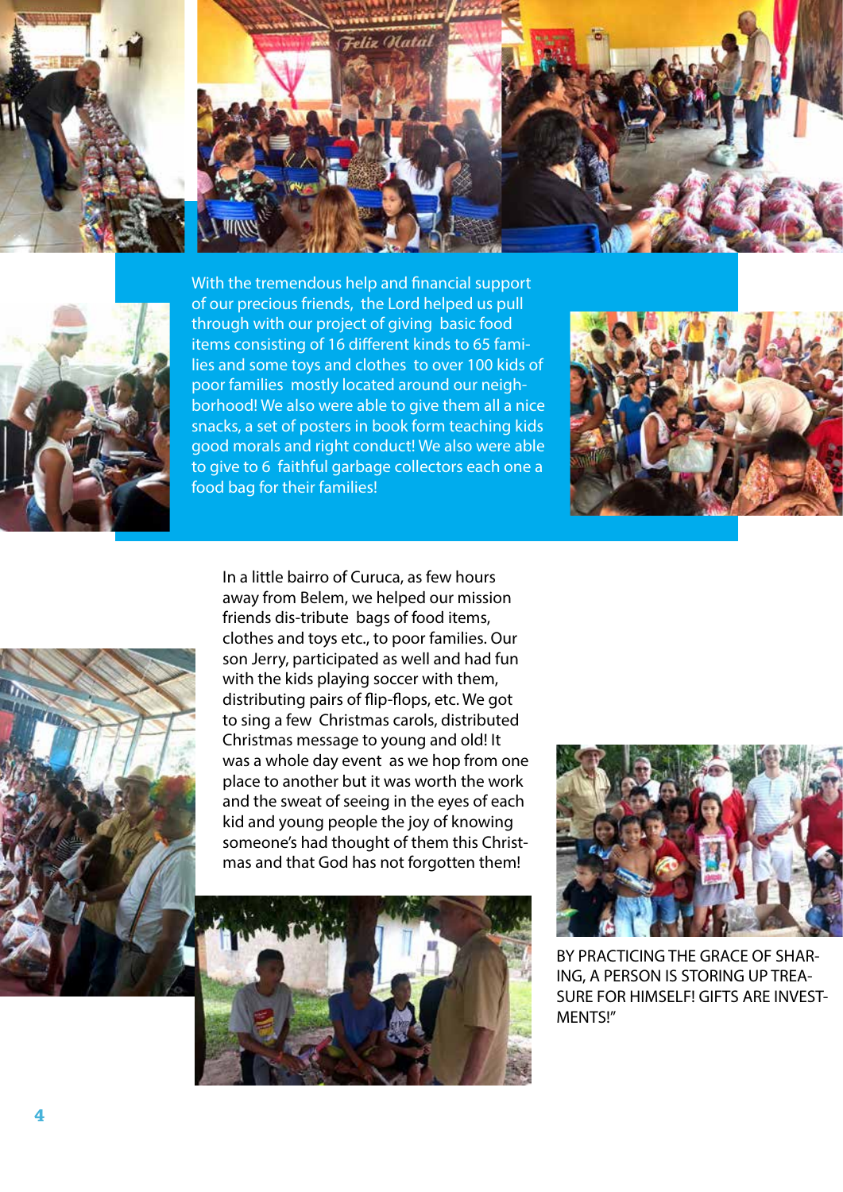With the tremendous help and financial support of our precious friends, the Lord helped us pull through with our project of giving basic food items consisting of 16 different kinds to 65 families and some toys and clothes to over 100 kids of poor families mostly located around our neighborhood! We also were able to give them all a nice snacks, a set of posters in book form teaching kids good morals and right conduct! We also were able to give to 6 faithful garbage collectors each one a food bag for their families!

In a little bairro of Curuca, as few hours away from Belem, we helped our mission friends dis-tribute bags of food items, clothes and toys etc., to poor families. Our son Jerry, participated as well and had fun with the kids playing soccer with them, distributing pairs of flip-flops, etc. We got to sing a few Christmas carols, distributed Christmas message to young and old! It was a whole day event as we hop from one place to another but it was worth the work and the sweat of seeing in the eyes of each kid and young people the joy of knowing someone's had thought of them this Christmas and that God has not forgotten them!

BY PRACTICING THE GRACE OF SHARING, A PERSON IS STORING UP TREASURE FOR HIMSELF! GIFTS ARE INVESTMENTS!"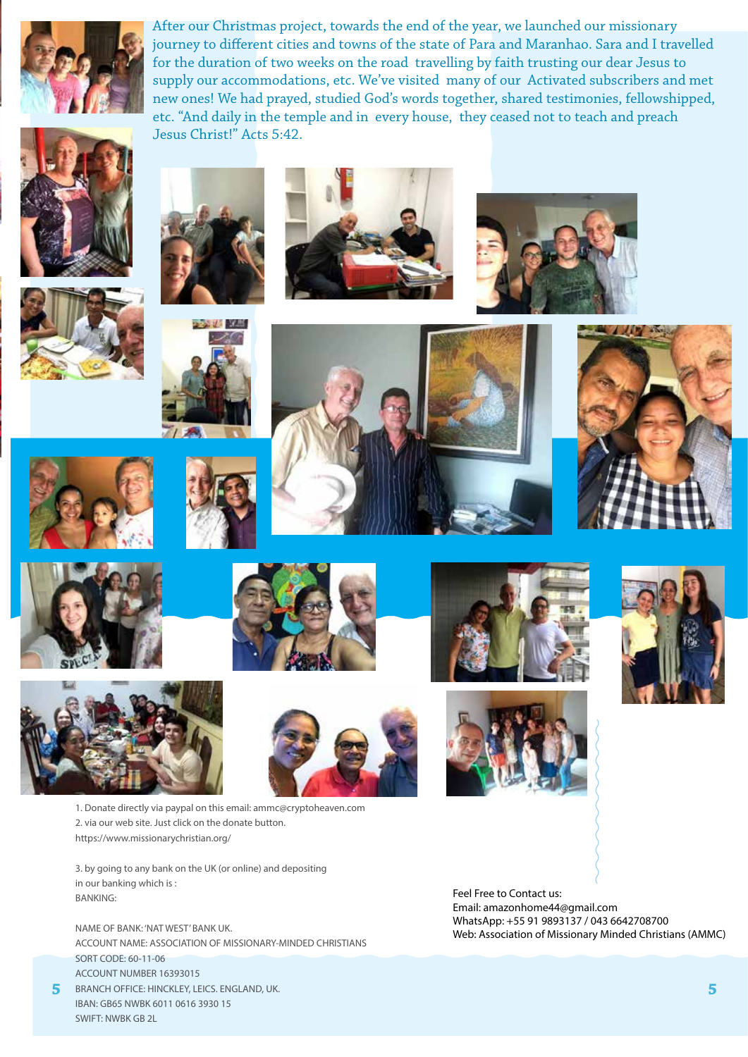After our Christmas project, towards the end of the year, we launched our missionary journey to different cities and towns of the state of Para and Maranhao. Sara and I travelled for the duration of two weeks on the road travelling by faith trusting our dear Jesus to supply our accommodations, etc. We've visited many of our Activated subscribers and met new ones! We had prayed, studied God's words together, shared testimonies, fellowshipped, etc. "And daily in the temple and in every house, they ceased not to teach and preach Jesus Christ!" Acts 5:42.

1. Donate directly via paypal on this email: ammc@cryptoheaven.com
2. via our web site. Just click on the donate button.
https://www.missionarychristian.org/

3. by going to any bank on the UK (or online) and depositing in our banking which is :
BANKING:

NAME OF BANK: 'NAT WEST' BANK UK.
ACCOUNT NAME: ASSOCIATION OF MISSIONARY-MINDED CHRISTIANS
SORT CODE: 60-11-06
ACCOUNT NUMBER 16393015
BRANCH OFFICE: HINCKLEY, LEICS. ENGLAND, UK.
IBAN: GB65 NWBK 6011 0616 3930 15
SWIFT: NWBK GB 2L

Feel Free to Contact us:
Email: amazonhome44@gmail.com
WhatsApp: +55 91 9893137 / 043 6642708700
Web: Association of Missionary Minded Christians (AMMC)